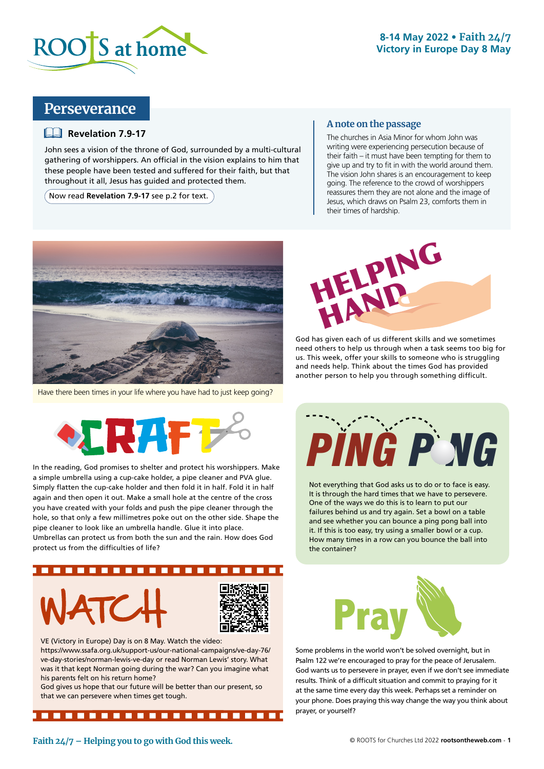8-14 May 2022 • Faith 24/7
Victory in Europe Day 8 May

# Perseverance

## Revelation 7.9-17

John sees a vision of the throne of God, surrounded by a multi-cultural gathering of worshippers. An official in the vision explains to him that these people have been tested and suffered for their faith, but that throughout it all, Jesus has guided and protected them.

Now read **Revelation 7.9-17** see p.2 for text.

### A note on the passage

The churches in Asia Minor for whom John was writing were experiencing persecution because of their faith – it must have been tempting for them to give up and try to fit in with the world around them. The vision John shares is an encouragement to keep going. The reference to the crowd of worshippers reassures them they are not alone and the image of Jesus, which draws on Psalm 23, comforts them in their times of hardship.

Have there been times in your life where you have had to just keep going?

## HELPING HAND

God has given each of us different skills and we sometimes need others to help us through when a task seems too big for us. This week, offer your skills to someone who is struggling and needs help. Think about the times God has provided another person to help you through something difficult.

## CRAFT

In the reading, God promises to shelter and protect his worshippers. Make a simple umbrella using a cup-cake holder, a pipe cleaner and PVA glue. Simply flatten the cup-cake holder and then fold it in half. Fold it in half again and then open it out. Make a small hole at the centre of the cross you have created with your folds and push the pipe cleaner through the hole, so that only a few millimetres poke out on the other side. Shape the pipe cleaner to look like an umbrella handle. Glue it into place. Umbrellas can protect us from both the sun and the rain. How does God protect us from the difficulties of life?

## PING PONG

Not everything that God asks us to do or to face is easy. It is through the hard times that we have to persevere. One of the ways we do this is to learn to put our failures behind us and try again. Set a bowl on a table and see whether you can bounce a ping pong ball into it. If this is too easy, try using a smaller bowl or a cup. How many times in a row can you bounce the ball into the container?

## WATCH

VE (Victory in Europe) Day is on 8 May. Watch the video: https://www.ssafa.org.uk/support-us/our-national-campaigns/ve-day-76/ve-day-stories/norman-lewis-ve-day or read Norman Lewis' story. What was it that kept Norman going during the war? Can you imagine what his parents felt on his return home?
God gives us hope that our future will be better than our present, so that we can persevere when times get tough.

## Pray

Some problems in the world won't be solved overnight, but in Psalm 122 we're encouraged to pray for the peace of Jerusalem. God wants us to persevere in prayer, even if we don't see immediate results. Think of a difficult situation and commit to praying for it at the same time every day this week. Perhaps set a reminder on your phone. Does praying this way change the way you think about prayer, or yourself?

Faith 24/7 – Helping you to go with God this week.

© ROOTS for Churches Ltd 2022 **rootsontheweb.com**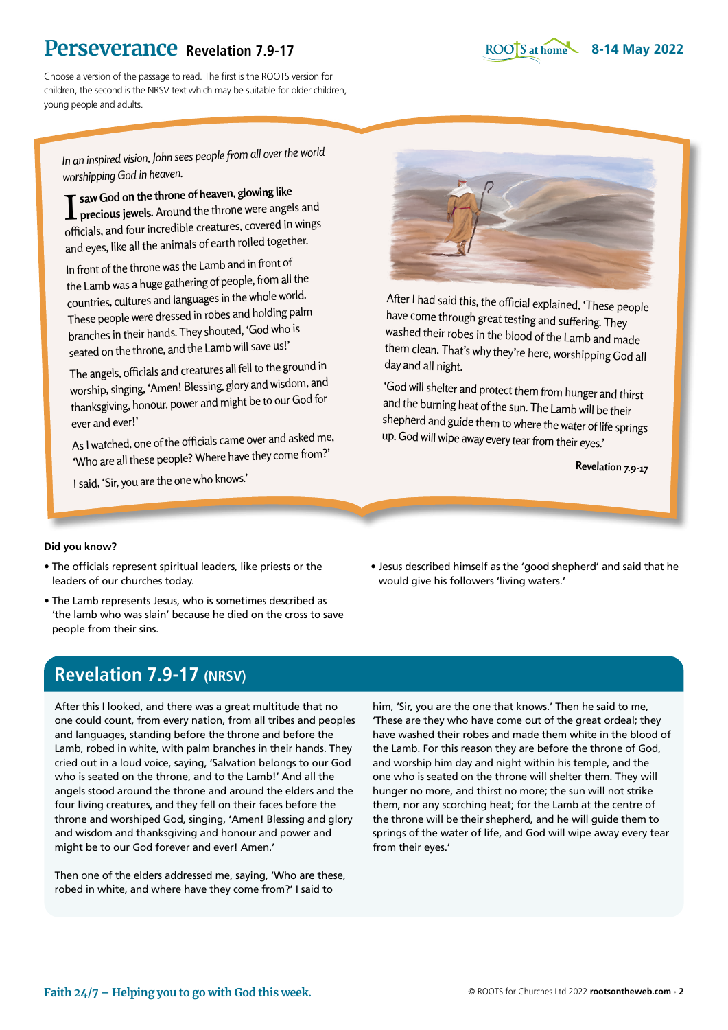# Perseverance Revelation 7.9-17

8-14 May 2022

Choose a version of the passage to read. The first is the ROOTS version for children, the second is the NRSV text which may be suitable for older children, young people and adults.

*In an inspired vision, John sees people from all over the world worshipping God in heaven.*

**I saw God on the throne of heaven, glowing like precious jewels.** Around the throne were angels and officials, and four incredible creatures, covered in wings and eyes, like all the animals of earth rolled together.

In front of the throne was the Lamb and in front of the Lamb was a huge gathering of people, from all the countries, cultures and languages in the whole world. These people were dressed in robes and holding palm branches in their hands. They shouted, 'God who is seated on the throne, and the Lamb will save us!'

The angels, officials and creatures all fell to the ground in worship, singing, 'Amen! Blessing, glory and wisdom, and thanksgiving, honour, power and might be to our God for ever and ever!'

As I watched, one of the officials came over and asked me, 'Who are all these people? Where have they come from?'

I said, 'Sir, you are the one who knows.'

After I had said this, the official explained, 'These people have come through great testing and suffering. They washed their robes in the blood of the Lamb and made them clean. That's why they're here, worshipping God all day and all night.

'God will shelter and protect them from hunger and thirst and the burning heat of the sun. The Lamb will be their shepherd and guide them to where the water of life springs up. God will wipe away every tear from their eyes.'

**Revelation 7.9-17**

**Did you know?**

- The officials represent spiritual leaders, like priests or the leaders of our churches today.
- The Lamb represents Jesus, who is sometimes described as 'the lamb who was slain' because he died on the cross to save people from their sins.
- Jesus described himself as the 'good shepherd' and said that he would give his followers 'living waters.'

## Revelation 7.9-17 (NRSV)

After this I looked, and there was a great multitude that no one could count, from every nation, from all tribes and peoples and languages, standing before the throne and before the Lamb, robed in white, with palm branches in their hands. They cried out in a loud voice, saying, 'Salvation belongs to our God who is seated on the throne, and to the Lamb!' And all the angels stood around the throne and around the elders and the four living creatures, and they fell on their faces before the throne and worshiped God, singing, 'Amen! Blessing and glory and wisdom and thanksgiving and honour and power and might be to our God forever and ever! Amen.'

Then one of the elders addressed me, saying, 'Who are these, robed in white, and where have they come from?' I said to him, 'Sir, you are the one that knows.' Then he said to me, 'These are they who have come out of the great ordeal; they have washed their robes and made them white in the blood of the Lamb. For this reason they are before the throne of God, and worship him day and night within his temple, and the one who is seated on the throne will shelter them. They will hunger no more, and thirst no more; the sun will not strike them, nor any scorching heat; for the Lamb at the centre of the throne will be their shepherd, and he will guide them to springs of the water of life, and God will wipe away every tear from their eyes.'

Faith 24/7 – Helping you to go with God this week.

© ROOTS for Churches Ltd 2022 **rootsontheweb.com**